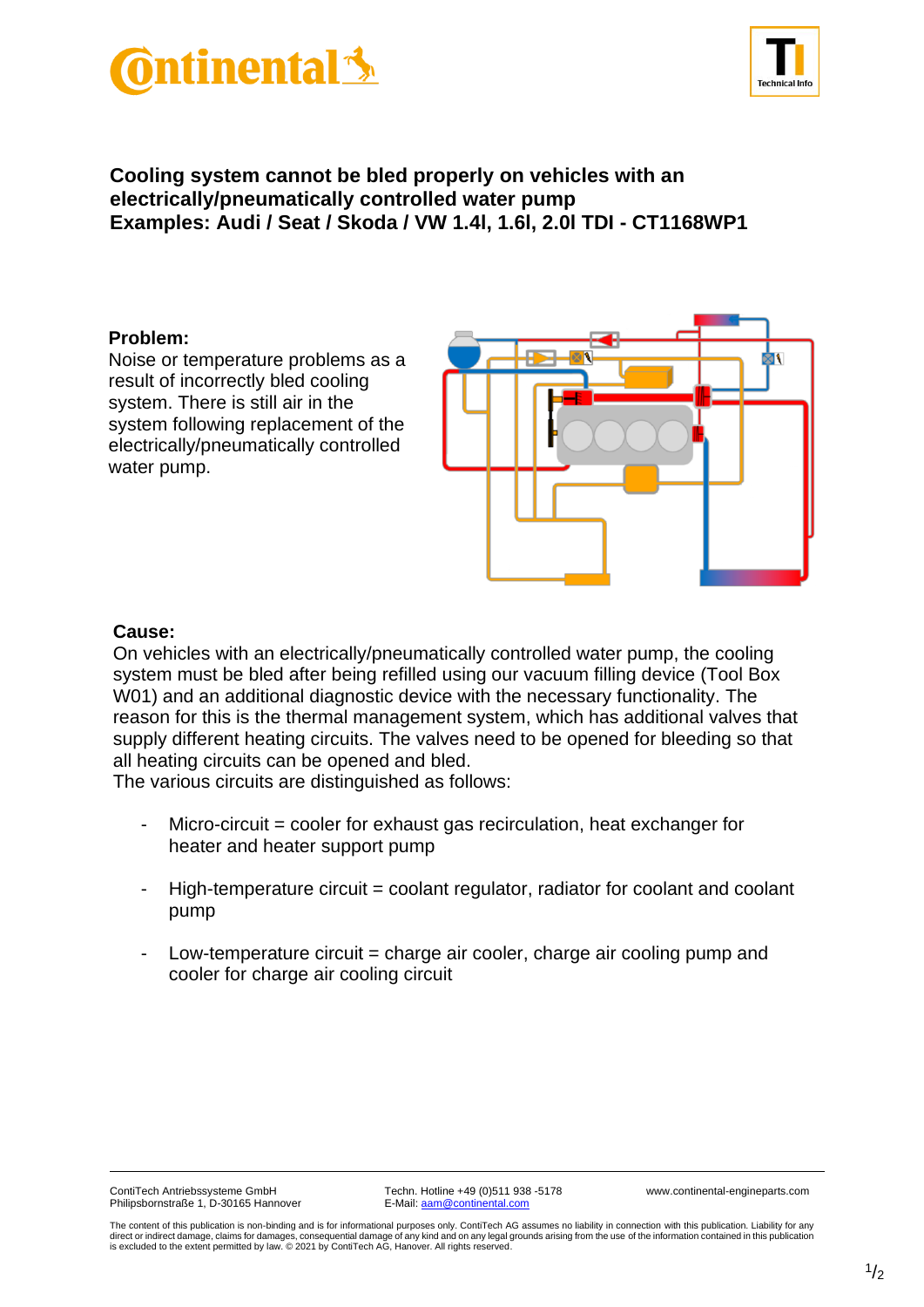# Cooling system cannot be bled properly on vehicles with an electrically/pneumatically controlled water pump
# Examples: Audi / Seat / Skoda / VW 1.4l, 1.6l, 2.0l TDI - CT1168WP1

**Problem:**
Noise or temperature problems as a result of incorrectly bled cooling system. There is still air in the system following replacement of the electrically/pneumatically controlled water pump.

**Cause:**
On vehicles with an electrically/pneumatically controlled water pump, the cooling system must be bled after being refilled using our vacuum filling device (Tool Box W01) and an additional diagnostic device with the necessary functionality. The reason for this is the thermal management system, which has additional valves that supply different heating circuits. The valves need to be opened for bleeding so that all heating circuits can be opened and bled.
The various circuits are distinguished as follows:

- Micro-circuit = cooler for exhaust gas recirculation, heat exchanger for heater and heater support pump

- High-temperature circuit = coolant regulator, radiator for coolant and coolant pump

- Low-temperature circuit = charge air cooler, charge air cooling pump and cooler for charge air cooling circuit

ContiTech Antriebssysteme GmbH
Philipsbornstraße 1, D-30165 Hannover

Techn. Hotline +49 (0)511 938 -5178
E-Mail: aam@continental.com

www.continental-engineparts.com

The content of this publication is non-binding and is for informational purposes only. ContiTech AG assumes no liability in connection with this publication. Liability for any direct or indirect damage, claims for damages, consequential damage of any kind and on any legal grounds arising from the use of the information contained in this publication is excluded to the extent permitted by law. © 2021 by ContiTech AG, Hanover. All rights reserved.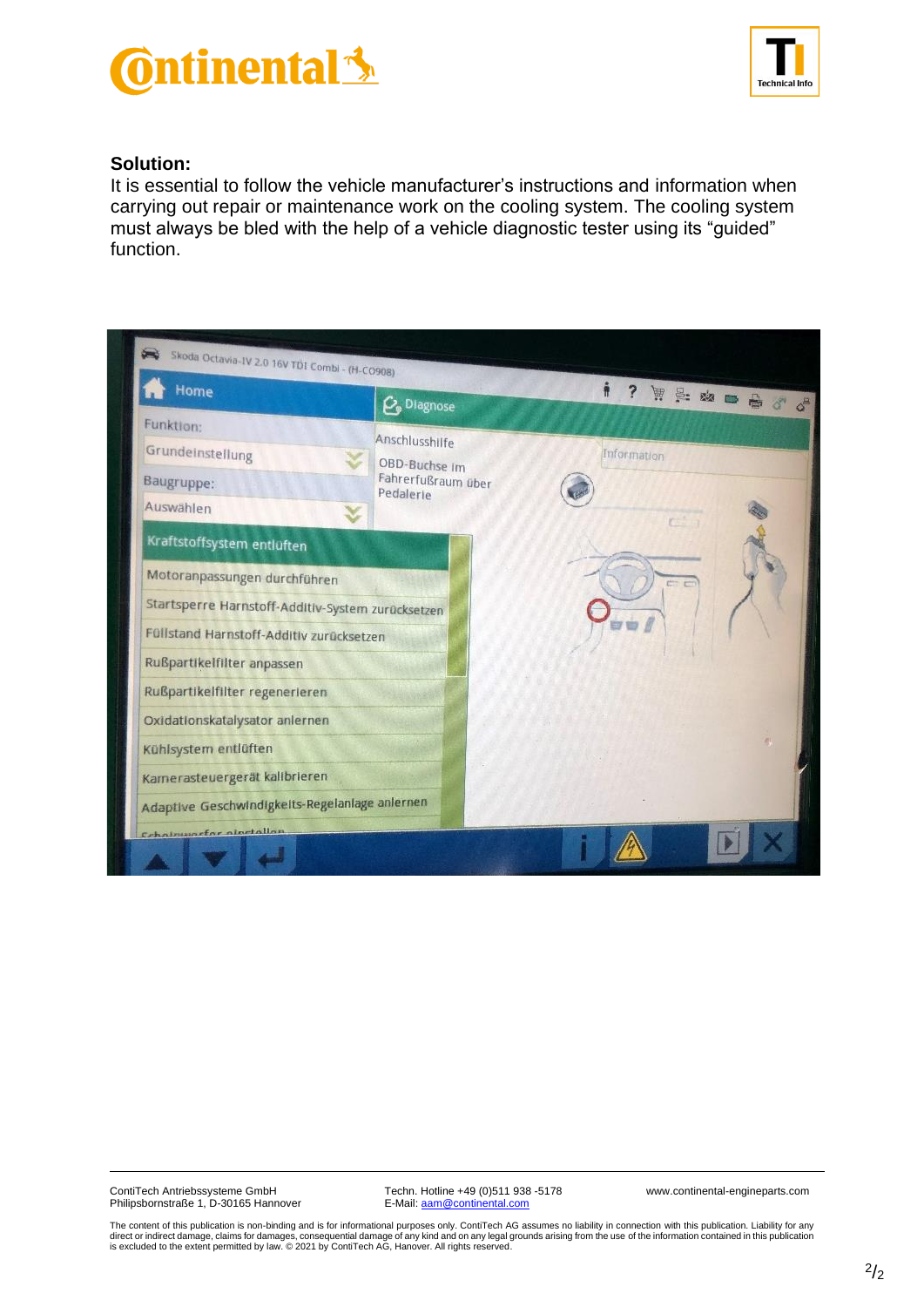**Solution:**

It is essential to follow the vehicle manufacturer's instructions and information when carrying out repair or maintenance work on the cooling system. The cooling system must always be bled with the help of a vehicle diagnostic tester using its "guided" function.

ContiTech Antriebssysteme GmbH
Philipsbornstraße 1, D-30165 Hannover

Techn. Hotline +49 (0)511 938 -5178
E-Mail: aam@continental.com

www.continental-engineparts.com

The content of this publication is non-binding and is for informational purposes only. ContiTech AG assumes no liability in connection with this publication. Liability for any direct or indirect damage, claims for damages, consequential damage of any kind and on any legal grounds arising from the use of the information contained in this publication is excluded to the extent permitted by law. © 2021 by ContiTech AG, Hanover. All rights reserved.